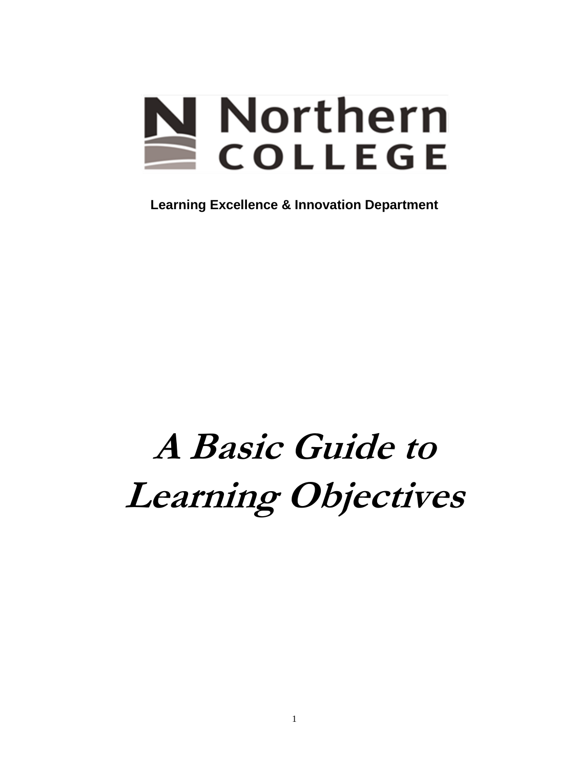Northern COLLEGE

**Learning Excellence & Innovation Department**

# *A Basic Guide to Learning Objectives*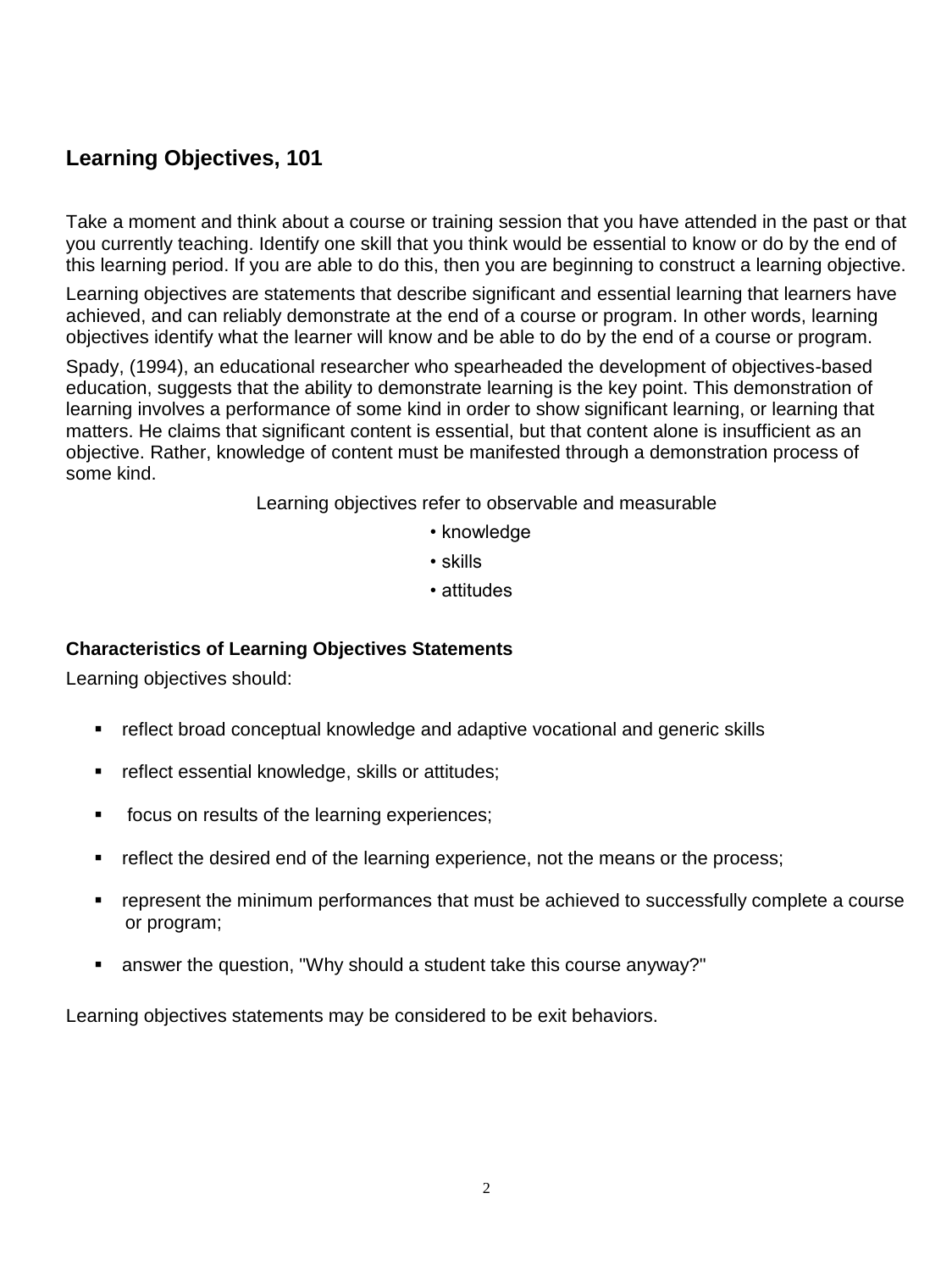## Learning Objectives, 101

Take a moment and think about a course or training session that you have attended in the past or that you currently teaching. Identify one skill that you think would be essential to know or do by the end of this learning period. If you are able to do this, then you are beginning to construct a learning objective.

Learning objectives are statements that describe significant and essential learning that learners have achieved, and can reliably demonstrate at the end of a course or program. In other words, learning objectives identify what the learner will know and be able to do by the end of a course or program.

Spady, (1994), an educational researcher who spearheaded the development of objectives-based education, suggests that the ability to demonstrate learning is the key point. This demonstration of learning involves a performance of some kind in order to show significant learning, or learning that matters. He claims that significant content is essential, but that content alone is insufficient as an objective. Rather, knowledge of content must be manifested through a demonstration process of some kind.

Learning objectives refer to observable and measurable

- knowledge
- skills
- attitudes

### Characteristics of Learning Objectives Statements

Learning objectives should:

- reflect broad conceptual knowledge and adaptive vocational and generic skills
- reflect essential knowledge, skills or attitudes;
- focus on results of the learning experiences;
- reflect the desired end of the learning experience, not the means or the process;
- represent the minimum performances that must be achieved to successfully complete a course or program;
- answer the question, "Why should a student take this course anyway?"

Learning objectives statements may be considered to be exit behaviors.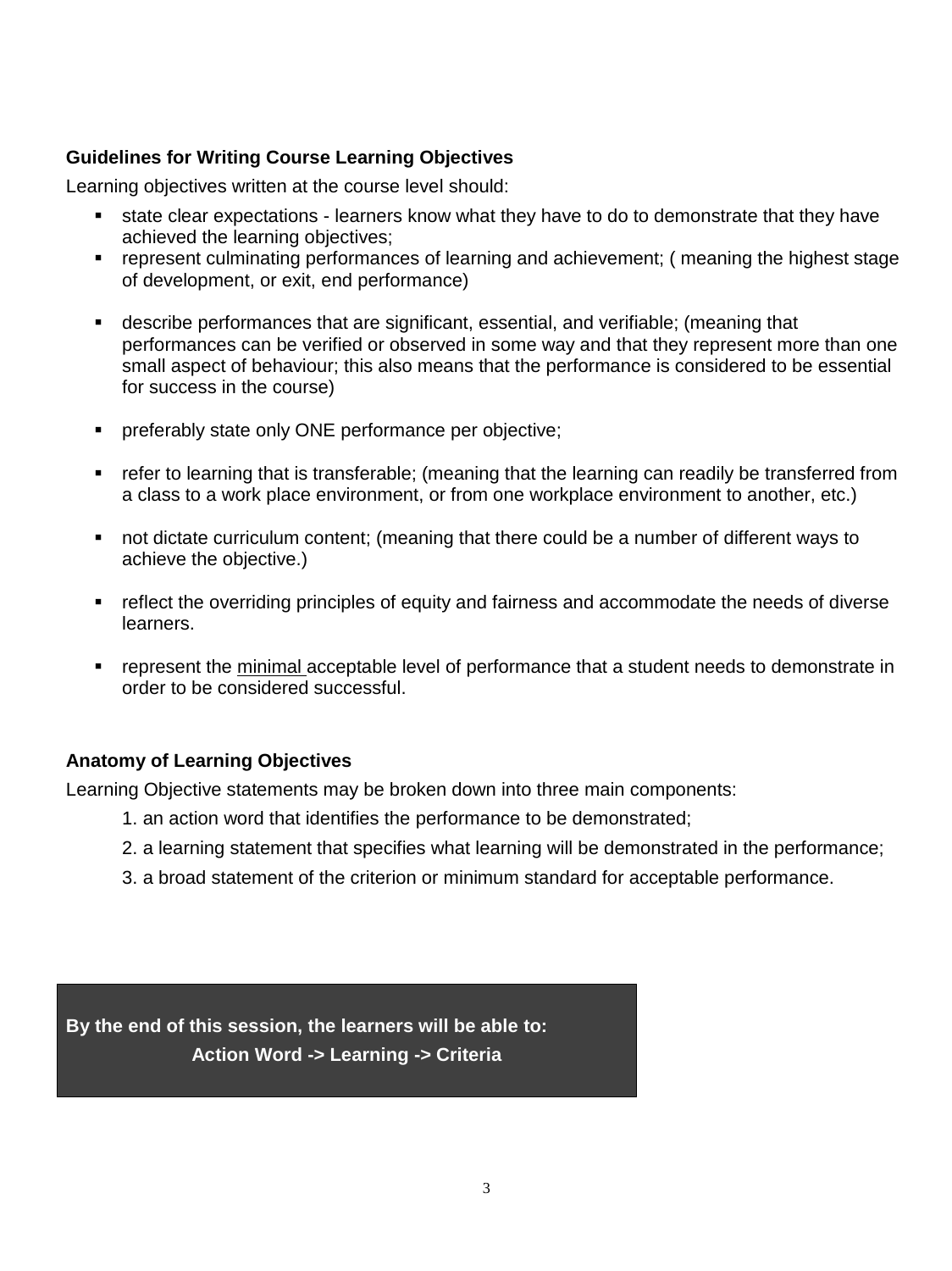**Guidelines for Writing Course Learning Objectives**

Learning objectives written at the course level should:

- state clear expectations - learners know what they have to do to demonstrate that they have achieved the learning objectives;
- represent culminating performances of learning and achievement; ( meaning the highest stage of development, or exit, end performance)
- describe performances that are significant, essential, and verifiable; (meaning that performances can be verified or observed in some way and that they represent more than one small aspect of behaviour; this also means that the performance is considered to be essential for success in the course)
- preferably state only ONE performance per objective;
- refer to learning that is transferable; (meaning that the learning can readily be transferred from a class to a work place environment, or from one workplace environment to another, etc.)
- not dictate curriculum content; (meaning that there could be a number of different ways to achieve the objective.)
- reflect the overriding principles of equity and fairness and accommodate the needs of diverse learners.
- represent the <u>minimal</u> acceptable level of performance that a student needs to demonstrate in order to be considered successful.

**Anatomy of Learning Objectives**

Learning Objective statements may be broken down into three main components:

1. an action word that identifies the performance to be demonstrated;
2. a learning statement that specifies what learning will be demonstrated in the performance;
3. a broad statement of the criterion or minimum standard for acceptable performance.

**By the end of this session, the learners will be able to:**

**Action Word -> Learning -> Criteria**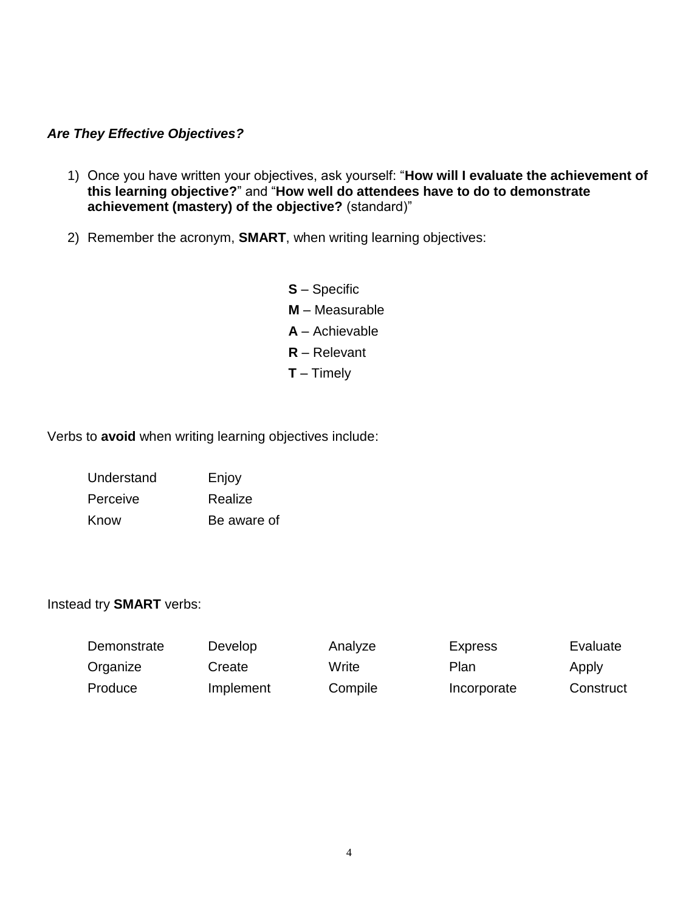***Are They Effective Objectives?***

1) Once you have written your objectives, ask yourself: "**How will I evaluate the achievement of this learning objective?**" and "**How well do attendees have to do to demonstrate achievement (mastery) of the objective?** (standard)"

2) Remember the acronym, **SMART**, when writing learning objectives:

**S** – Specific
**M** – Measurable
**A** – Achievable
**R** – Relevant
**T** – Timely

Verbs to **avoid** when writing learning objectives include:

| | |
|---|---|
| Understand | Enjoy |
| Perceive | Realize |
| Know | Be aware of |

Instead try **SMART** verbs:

| | | | | |
|---|---|---|---|---|
| Demonstrate | Develop | Analyze | Express | Evaluate |
| Organize | Create | Write | Plan | Apply |
| Produce | Implement | Compile | Incorporate | Construct |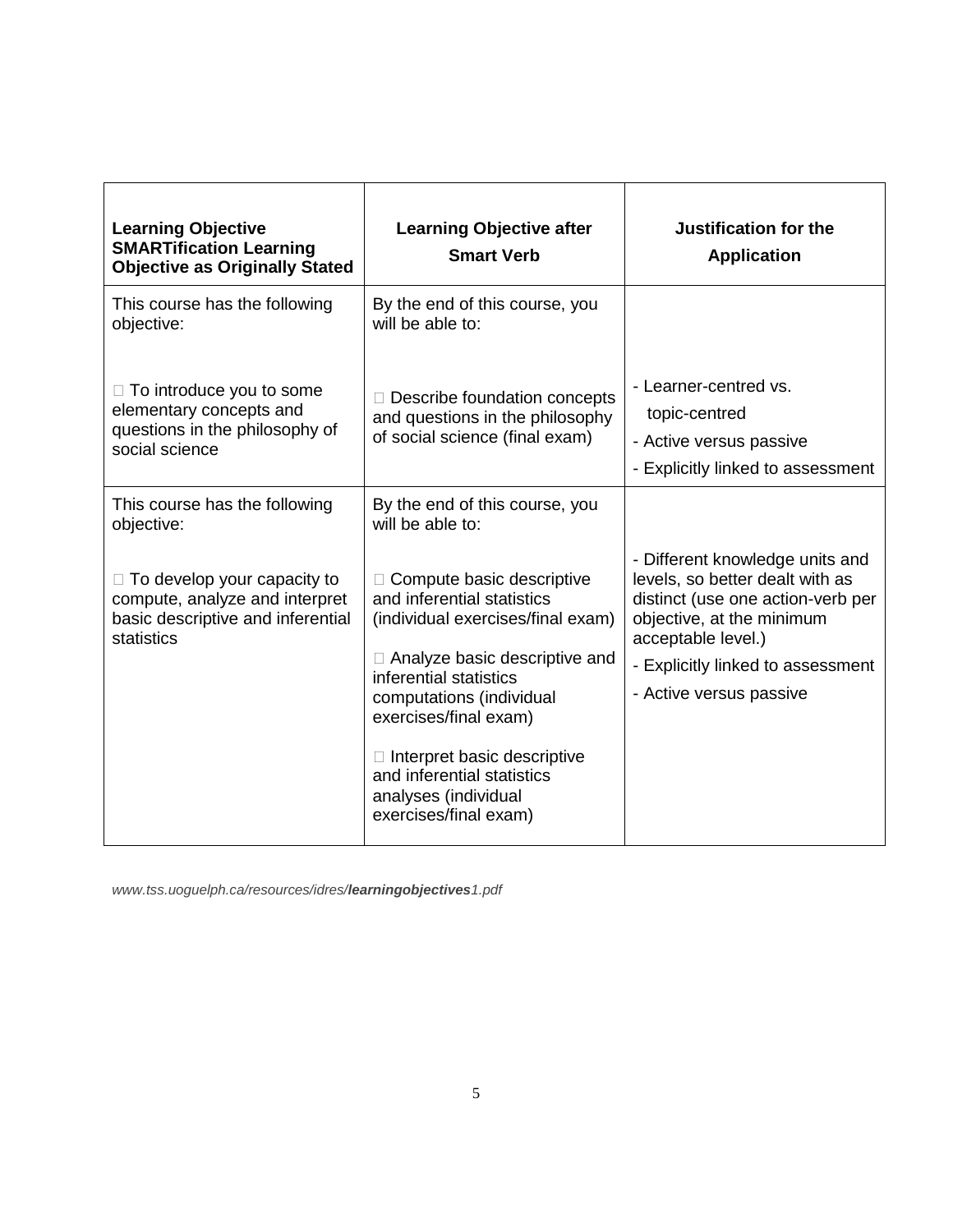| Learning Objective SMARTification Learning Objective as Originally Stated | Learning Objective after Smart Verb | Justification for the Application |
|---|---|---|
| This course has the following objective:<br><br> To introduce you to some elementary concepts and questions in the philosophy of social science | By the end of this course, you will be able to:<br><br> Describe foundation concepts and questions in the philosophy of social science (final exam) | - Learner-centred vs. topic-centred<br>- Active versus passive<br>- Explicitly linked to assessment |
| This course has the following objective:<br><br> To develop your capacity to compute, analyze and interpret basic descriptive and inferential statistics | By the end of this course, you will be able to:<br><br> Compute basic descriptive and inferential statistics (individual exercises/final exam)<br><br> Analyze basic descriptive and inferential statistics computations (individual exercises/final exam)<br><br> Interpret basic descriptive and inferential statistics analyses (individual exercises/final exam) | - Different knowledge units and levels, so better dealt with as distinct (use one action-verb per objective, at the minimum acceptable level.)<br>- Explicitly linked to assessment<br>- Active versus passive |

*www.tss.uoguelph.ca/resources/idres/**learningobjectives**1.pdf*